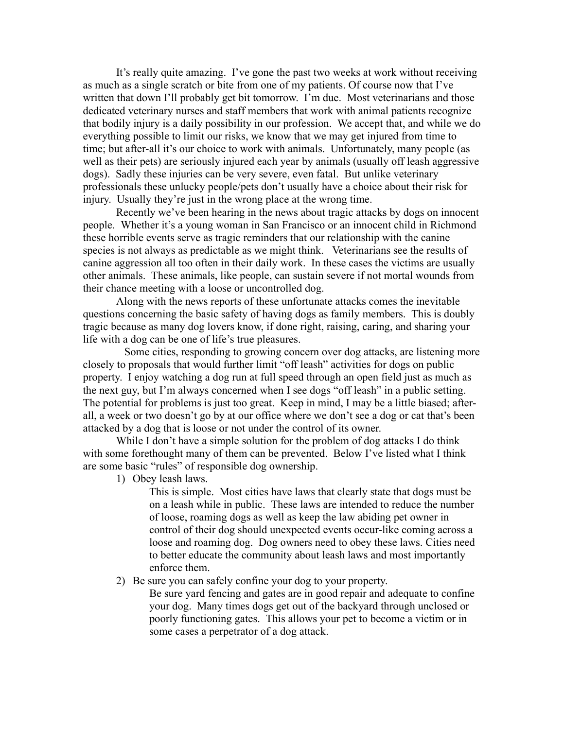It's really quite amazing. I've gone the past two weeks at work without receiving as much as a single scratch or bite from one of my patients. Of course now that I've written that down I'll probably get bit tomorrow. I'm due. Most veterinarians and those dedicated veterinary nurses and staff members that work with animal patients recognize that bodily injury is a daily possibility in our profession. We accept that, and while we do everything possible to limit our risks, we know that we may get injured from time to time; but after-all it's our choice to work with animals. Unfortunately, many people (as well as their pets) are seriously injured each year by animals (usually off leash aggressive dogs). Sadly these injuries can be very severe, even fatal. But unlike veterinary professionals these unlucky people/pets don't usually have a choice about their risk for injury. Usually they're just in the wrong place at the wrong time.

Recently we've been hearing in the news about tragic attacks by dogs on innocent people. Whether it's a young woman in San Francisco or an innocent child in Richmond these horrible events serve as tragic reminders that our relationship with the canine species is not always as predictable as we might think. Veterinarians see the results of canine aggression all too often in their daily work. In these cases the victims are usually other animals. These animals, like people, can sustain severe if not mortal wounds from their chance meeting with a loose or uncontrolled dog.

Along with the news reports of these unfortunate attacks comes the inevitable questions concerning the basic safety of having dogs as family members. This is doubly tragic because as many dog lovers know, if done right, raising, caring, and sharing your life with a dog can be one of life's true pleasures.

Some cities, responding to growing concern over dog attacks, are listening more closely to proposals that would further limit "off leash" activities for dogs on public property. I enjoy watching a dog run at full speed through an open field just as much as the next guy, but I'm always concerned when I see dogs "off leash" in a public setting. The potential for problems is just too great. Keep in mind, I may be a little biased; after-all, a week or two doesn't go by at our office where we don't see a dog or cat that's been attacked by a dog that is loose or not under the control of its owner.

While I don't have a simple solution for the problem of dog attacks I do think with some forethought many of them can be prevented. Below I've listed what I think are some basic "rules" of responsible dog ownership.

1) Obey leash laws.

   This is simple. Most cities have laws that clearly state that dogs must be on a leash while in public. These laws are intended to reduce the number of loose, roaming dogs as well as keep the law abiding pet owner in control of their dog should unexpected events occur-like coming across a loose and roaming dog. Dog owners need to obey these laws. Cities need to better educate the community about leash laws and most importantly enforce them.

2) Be sure you can safely confine your dog to your property.

   Be sure yard fencing and gates are in good repair and adequate to confine your dog. Many times dogs get out of the backyard through unclosed or poorly functioning gates. This allows your pet to become a victim or in some cases a perpetrator of a dog attack.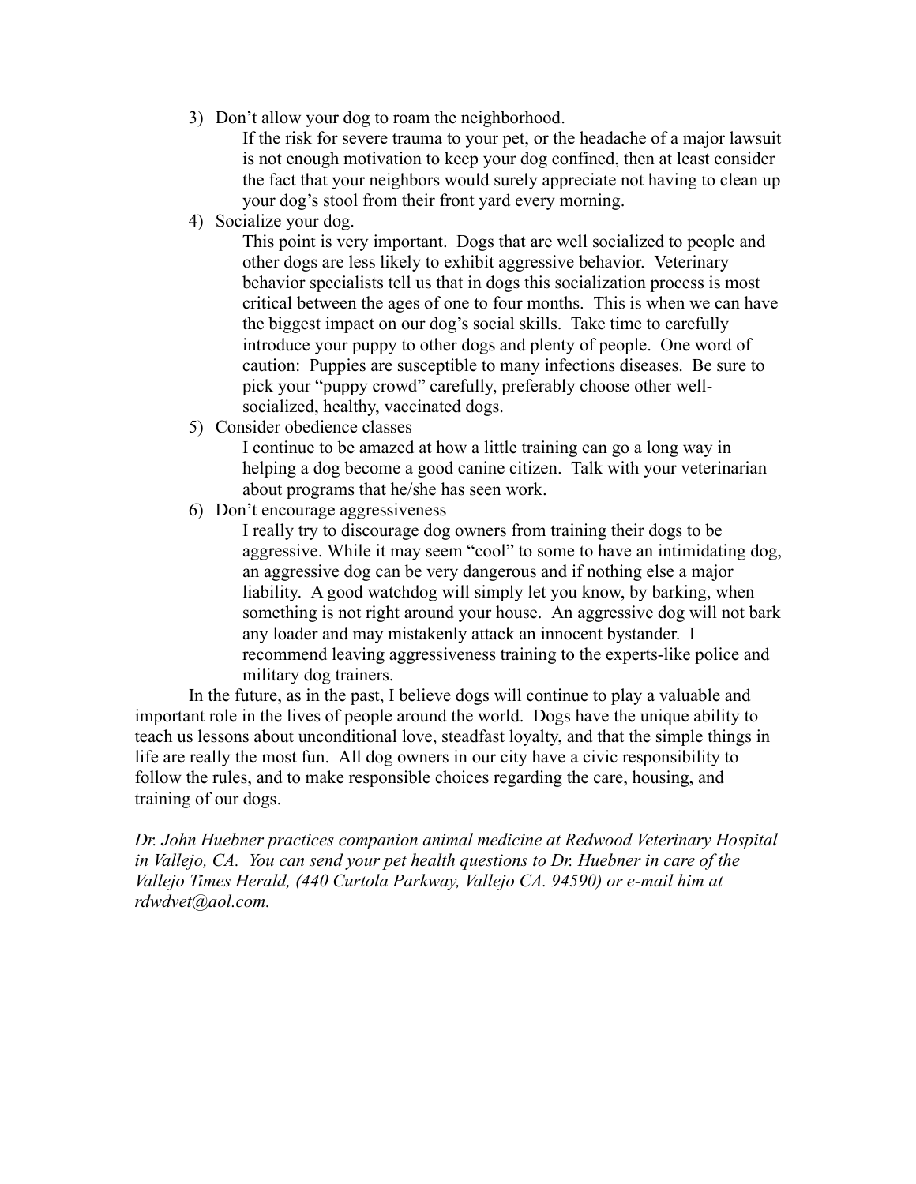3) Don't allow your dog to roam the neighborhood.

   If the risk for severe trauma to your pet, or the headache of a major lawsuit is not enough motivation to keep your dog confined, then at least consider the fact that your neighbors would surely appreciate not having to clean up your dog's stool from their front yard every morning.

4) Socialize your dog.

   This point is very important. Dogs that are well socialized to people and other dogs are less likely to exhibit aggressive behavior. Veterinary behavior specialists tell us that in dogs this socialization process is most critical between the ages of one to four months. This is when we can have the biggest impact on our dog's social skills. Take time to carefully introduce your puppy to other dogs and plenty of people. One word of caution: Puppies are susceptible to many infections diseases. Be sure to pick your "puppy crowd" carefully, preferably choose other well-socialized, healthy, vaccinated dogs.

5) Consider obedience classes

   I continue to be amazed at how a little training can go a long way in helping a dog become a good canine citizen. Talk with your veterinarian about programs that he/she has seen work.

6) Don't encourage aggressiveness

   I really try to discourage dog owners from training their dogs to be aggressive. While it may seem "cool" to some to have an intimidating dog, an aggressive dog can be very dangerous and if nothing else a major liability. A good watchdog will simply let you know, by barking, when something is not right around your house. An aggressive dog will not bark any loader and may mistakenly attack an innocent bystander. I recommend leaving aggressiveness training to the experts-like police and military dog trainers.

In the future, as in the past, I believe dogs will continue to play a valuable and important role in the lives of people around the world. Dogs have the unique ability to teach us lessons about unconditional love, steadfast loyalty, and that the simple things in life are really the most fun. All dog owners in our city have a civic responsibility to follow the rules, and to make responsible choices regarding the care, housing, and training of our dogs.

*Dr. John Huebner practices companion animal medicine at Redwood Veterinary Hospital in Vallejo, CA. You can send your pet health questions to Dr. Huebner in care of the Vallejo Times Herald, (440 Curtola Parkway, Vallejo CA. 94590) or e-mail him at rdwdvet@aol.com.*